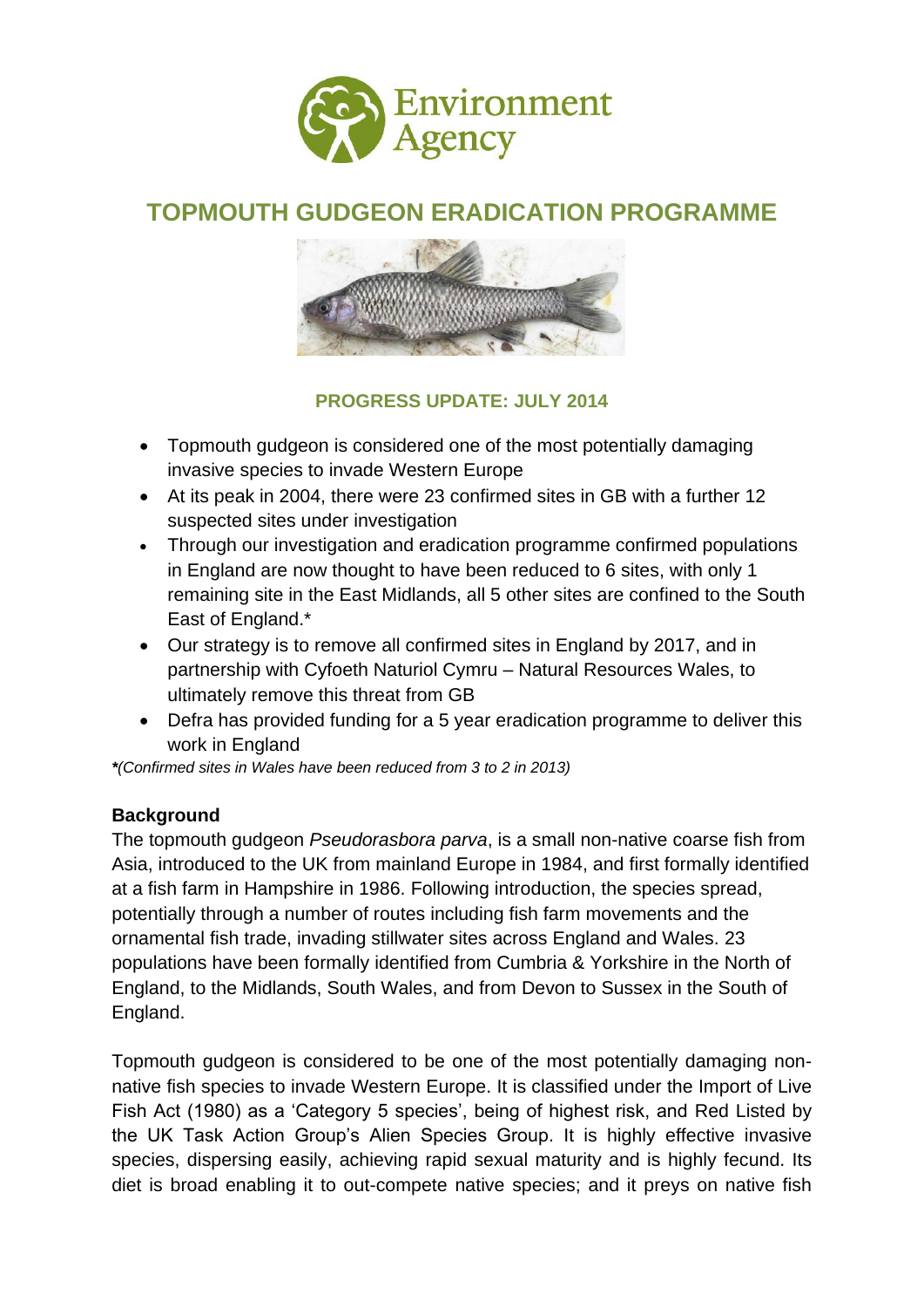# TOPMOUTH GUDGEON ERADICATION PROGRAMME

**PROGRESS UPDATE: JULY 2014**

- Topmouth gudgeon is considered one of the most potentially damaging invasive species to invade Western Europe
- At its peak in 2004, there were 23 confirmed sites in GB with a further 12 suspected sites under investigation
- Through our investigation and eradication programme confirmed populations in England are now thought to have been reduced to 6 sites, with only 1 remaining site in the East Midlands, all 5 other sites are confined to the South East of England.*
- Our strategy is to remove all confirmed sites in England by 2017, and in partnership with Cyfoeth Naturiol Cymru – Natural Resources Wales, to ultimately remove this threat from GB
- Defra has provided funding for a 5 year eradication programme to deliver this work in England

***(Confirmed sites in Wales have been reduced from 3 to 2 in 2013)***

**Background**

The topmouth gudgeon *Pseudorasbora parva*, is a small non-native coarse fish from Asia, introduced to the UK from mainland Europe in 1984, and first formally identified at a fish farm in Hampshire in 1986. Following introduction, the species spread, potentially through a number of routes including fish farm movements and the ornamental fish trade, invading stillwater sites across England and Wales. 23 populations have been formally identified from Cumbria & Yorkshire in the North of England, to the Midlands, South Wales, and from Devon to Sussex in the South of England.

Topmouth gudgeon is considered to be one of the most potentially damaging non-native fish species to invade Western Europe. It is classified under the Import of Live Fish Act (1980) as a 'Category 5 species', being of highest risk, and Red Listed by the UK Task Action Group's Alien Species Group. It is highly effective invasive species, dispersing easily, achieving rapid sexual maturity and is highly fecund. Its diet is broad enabling it to out-compete native species; and it preys on native fish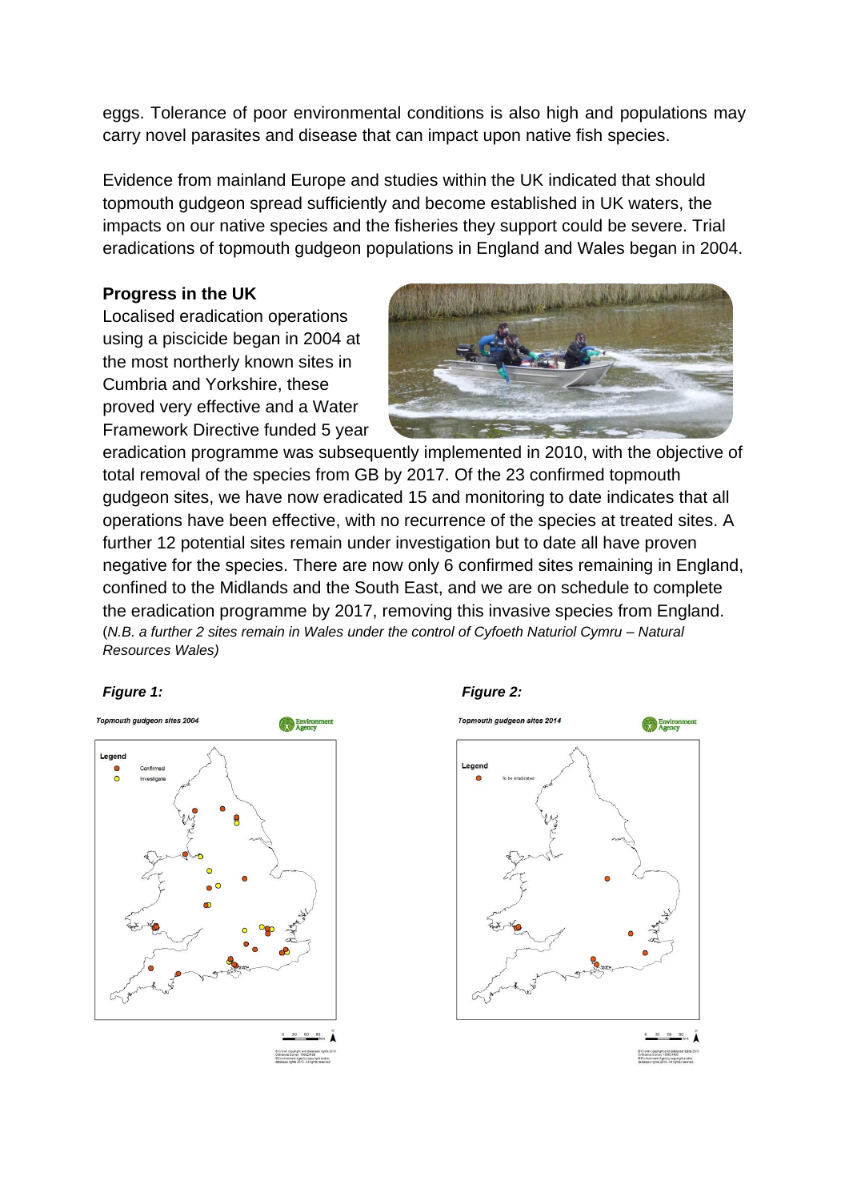eggs. Tolerance of poor environmental conditions is also high and populations may carry novel parasites and disease that can impact upon native fish species.

Evidence from mainland Europe and studies within the UK indicated that should topmouth gudgeon spread sufficiently and become established in UK waters, the impacts on our native species and the fisheries they support could be severe. Trial eradications of topmouth gudgeon populations in England and Wales began in 2004.

**Progress in the UK**

Localised eradication operations using a piscicide began in 2004 at the most northerly known sites in Cumbria and Yorkshire, these proved very effective and a Water Framework Directive funded 5 year eradication programme was subsequently implemented in 2010, with the objective of total removal of the species from GB by 2017. Of the 23 confirmed topmouth gudgeon sites, we have now eradicated 15 and monitoring to date indicates that all operations have been effective, with no recurrence of the species at treated sites. A further 12 potential sites remain under investigation but to date all have proven negative for the species. There are now only 6 confirmed sites remaining in England, confined to the Midlands and the South East, and we are on schedule to complete the eradication programme by 2017, removing this invasive species from England. (*N.B. a further 2 sites remain in Wales under the control of Cyfoeth Naturiol Cymru – Natural Resources Wales)*

***Figure 1:***

Topmouth gudgeon sites 2004

***Figure 2:***

Topmouth gudgeon sites 2014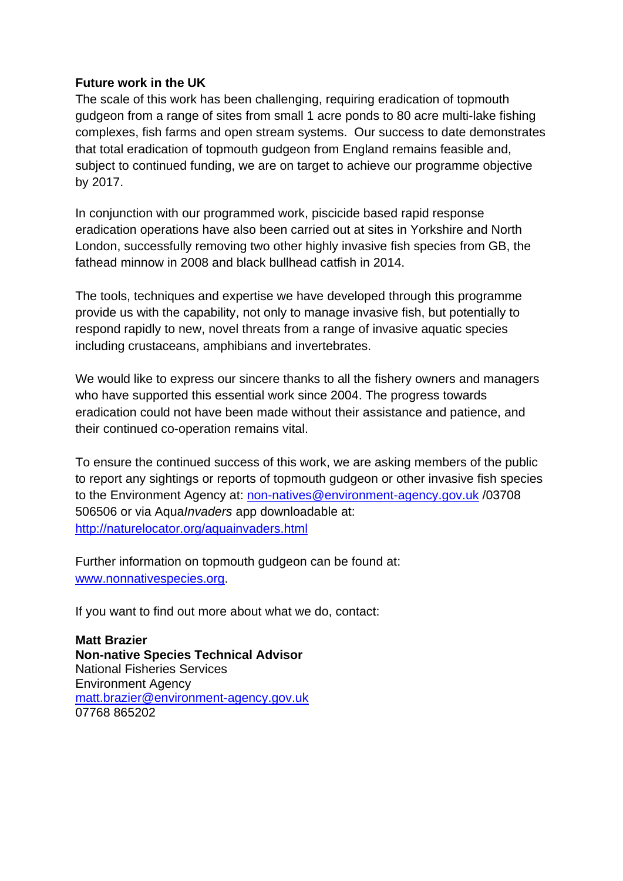**Future work in the UK**

The scale of this work has been challenging, requiring eradication of topmouth gudgeon from a range of sites from small 1 acre ponds to 80 acre multi-lake fishing complexes, fish farms and open stream systems.  Our success to date demonstrates that total eradication of topmouth gudgeon from England remains feasible and, subject to continued funding, we are on target to achieve our programme objective by 2017.

In conjunction with our programmed work, piscicide based rapid response eradication operations have also been carried out at sites in Yorkshire and North London, successfully removing two other highly invasive fish species from GB, the fathead minnow in 2008 and black bullhead catfish in 2014.

The tools, techniques and expertise we have developed through this programme provide us with the capability, not only to manage invasive fish, but potentially to respond rapidly to new, novel threats from a range of invasive aquatic species including crustaceans, amphibians and invertebrates.

We would like to express our sincere thanks to all the fishery owners and managers who have supported this essential work since 2004. The progress towards eradication could not have been made without their assistance and patience, and their continued co-operation remains vital.

To ensure the continued success of this work, we are asking members of the public to report any sightings or reports of topmouth gudgeon or other invasive fish species to the Environment Agency at: non-natives@environment-agency.gov.uk /03708 506506 or via Aqua*Invaders* app downloadable at: http://naturelocator.org/aquainvaders.html

Further information on topmouth gudgeon can be found at: www.nonnativespecies.org.

If you want to find out more about what we do, contact:

**Matt Brazier**
**Non-native Species Technical Advisor**
National Fisheries Services
Environment Agency
matt.brazier@environment-agency.gov.uk
07768 865202